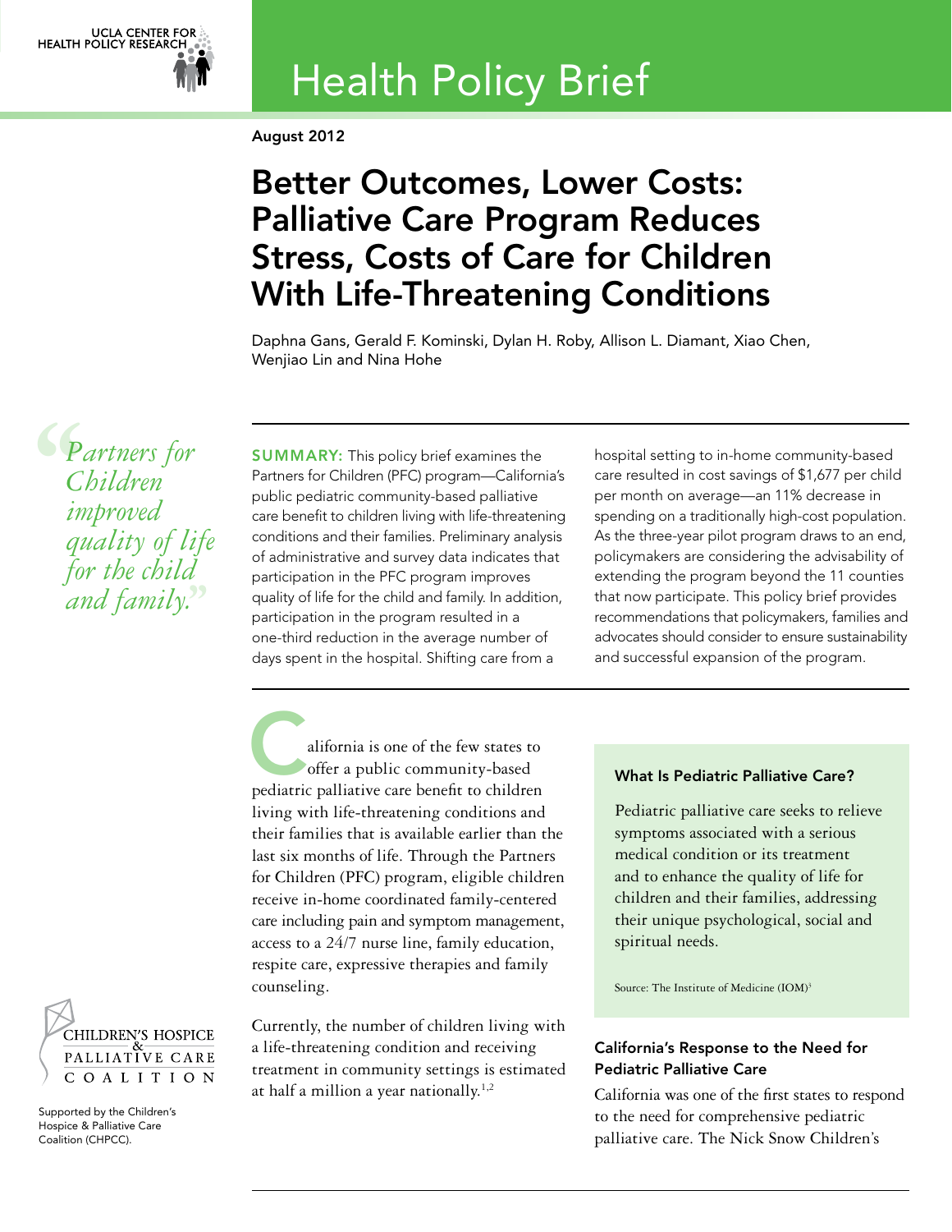UCLA CENTER FOR HEALTH POLICY RESEARCH

# Health Policy Brief

August 2012

# Better Outcomes, Lower Costs: Palliative Care Program Reduces Stress, Costs of Care for Children With Life-Threatening Conditions

Daphna Gans, Gerald F. Kominski, Dylan H. Roby, Allison L. Diamant, Xiao Chen, Wenjiao Lin and Nina Hohe

> *"Partners for Children improved quality of life for the child and family."*

**SUMMARY:** This policy brief examines the Partners for Children (PFC) program—California's public pediatric community-based palliative care benefit to children living with life-threatening conditions and their families. Preliminary analysis of administrative and survey data indicates that participation in the PFC program improves quality of life for the child and family. In addition, participation in the program resulted in a one-third reduction in the average number of days spent in the hospital. Shifting care from a hospital setting to in-home community-based care resulted in cost savings of $1,677 per child per month on average—an 11% decrease in spending on a traditionally high-cost population. As the three-year pilot program draws to an end, policymakers are considering the advisability of extending the program beyond the 11 counties that now participate. This policy brief provides recommendations that policymakers, families and advocates should consider to ensure sustainability and successful expansion of the program.

California is one of the few states to offer a public community-based pediatric palliative care benefit to children living with life-threatening conditions and their families that is available earlier than the last six months of life. Through the Partners for Children (PFC) program, eligible children receive in-home coordinated family-centered care including pain and symptom management, access to a 24/7 nurse line, family education, respite care, expressive therapies and family counseling.

Currently, the number of children living with a life-threatening condition and receiving treatment in community settings is estimated at half a million a year nationally.[1,2]

### What Is Pediatric Palliative Care?

Pediatric palliative care seeks to relieve symptoms associated with a serious medical condition or its treatment and to enhance the quality of life for children and their families, addressing their unique psychological, social and spiritual needs.

Source: The Institute of Medicine (IOM)[3]

### California's Response to the Need for Pediatric Palliative Care

California was one of the first states to respond to the need for comprehensive pediatric palliative care. The Nick Snow Children's

CHILDREN'S HOSPICE & PALLIATIVE CARE COALITION

Supported by the Children's Hospice & Palliative Care Coalition (CHPCC).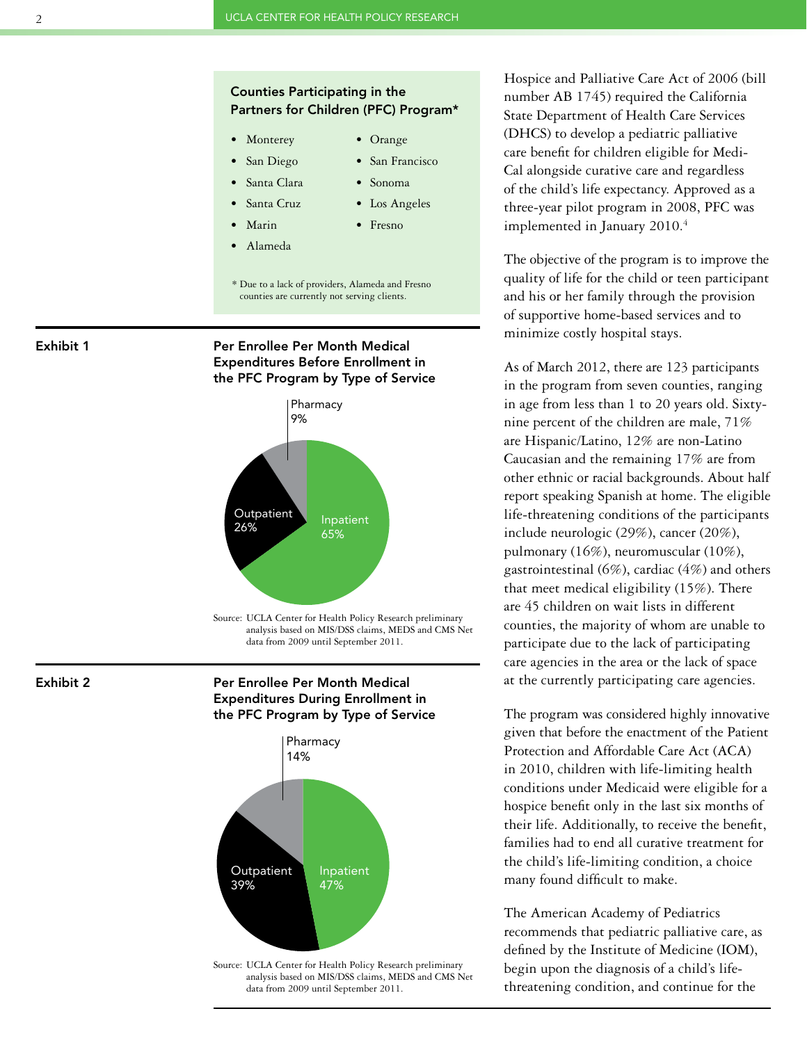### Counties Participating in the Partners for Children (PFC) Program*

- Monterey
- San Diego
- Santa Clara
- Santa Cruz
- Marin
- Alameda
- Orange
- San Francisco
- Sonoma
- Los Angeles
- Fresno

\* Due to a lack of providers, Alameda and Fresno counties are currently not serving clients.

**Exhibit 1**

### Per Enrollee Per Month Medical Expenditures Before Enrollment in the PFC Program by Type of Service

| Type of Service | Percent |
|---|---|
| Inpatient | 65% |
| Outpatient | 26% |
| Pharmacy | 9% |

Source: UCLA Center for Health Policy Research preliminary analysis based on MIS/DSS claims, MEDS and CMS Net data from 2009 until September 2011.

**Exhibit 2**

### Per Enrollee Per Month Medical Expenditures During Enrollment in the PFC Program by Type of Service

| Type of Service | Percent |
|---|---|
| Inpatient | 47% |
| Outpatient | 39% |
| Pharmacy | 14% |

Source: UCLA Center for Health Policy Research preliminary analysis based on MIS/DSS claims, MEDS and CMS Net data from 2009 until September 2011.

Hospice and Palliative Care Act of 2006 (bill number AB 1745) required the California State Department of Health Care Services (DHCS) to develop a pediatric palliative care benefit for children eligible for Medi-Cal alongside curative care and regardless of the child's life expectancy. Approved as a three-year pilot program in 2008, PFC was implemented in January 2010.[4]

The objective of the program is to improve the quality of life for the child or teen participant and his or her family through the provision of supportive home-based services and to minimize costly hospital stays.

As of March 2012, there are 123 participants in the program from seven counties, ranging in age from less than 1 to 20 years old. Sixty-nine percent of the children are male, 71% are Hispanic/Latino, 12% are non-Latino Caucasian and the remaining 17% are from other ethnic or racial backgrounds. About half report speaking Spanish at home. The eligible life-threatening conditions of the participants include neurologic (29%), cancer (20%), pulmonary (16%), neuromuscular (10%), gastrointestinal (6%), cardiac (4%) and others that meet medical eligibility (15%). There are 45 children on wait lists in different counties, the majority of whom are unable to participate due to the lack of participating care agencies in the area or the lack of space at the currently participating care agencies.

The program was considered highly innovative given that before the enactment of the Patient Protection and Affordable Care Act (ACA) in 2010, children with life-limiting health conditions under Medicaid were eligible for a hospice benefit only in the last six months of their life. Additionally, to receive the benefit, families had to end all curative treatment for the child's life-limiting condition, a choice many found difficult to make.

The American Academy of Pediatrics recommends that pediatric palliative care, as defined by the Institute of Medicine (IOM), begin upon the diagnosis of a child's life-threatening condition, and continue for the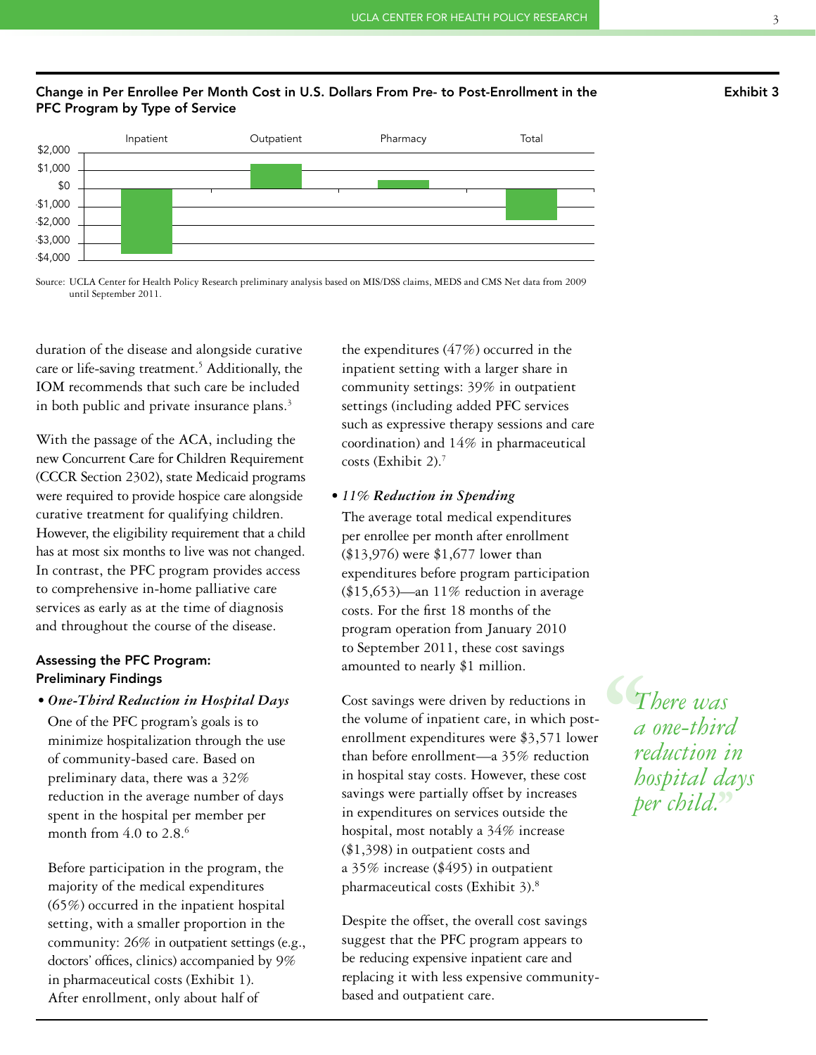**Change in Per Enrollee Per Month Cost in U.S. Dollars From Pre- to Post-Enrollment in the PFC Program by Type of Service** — Exhibit 3

Source: UCLA Center for Health Policy Research preliminary analysis based on MIS/DSS claims, MEDS and CMS Net data from 2009 until September 2011.

duration of the disease and alongside curative care or life-saving treatment.[5] Additionally, the IOM recommends that such care be included in both public and private insurance plans.[3]

With the passage of the ACA, including the new Concurrent Care for Children Requirement (CCCR Section 2302), state Medicaid programs were required to provide hospice care alongside curative treatment for qualifying children. However, the eligibility requirement that a child has at most six months to live was not changed. In contrast, the PFC program provides access to comprehensive in-home palliative care services as early as at the time of diagnosis and throughout the course of the disease.

### Assessing the PFC Program: Preliminary Findings

- ***One-Third Reduction in Hospital Days***

  One of the PFC program's goals is to minimize hospitalization through the use of community-based care. Based on preliminary data, there was a 32% reduction in the average number of days spent in the hospital per member per month from 4.0 to 2.8.[6]

  Before participation in the program, the majority of the medical expenditures (65%) occurred in the inpatient hospital setting, with a smaller proportion in the community: 26% in outpatient settings (e.g., doctors' offices, clinics) accompanied by 9% in pharmaceutical costs (Exhibit 1). After enrollment, only about half of the expenditures (47%) occurred in the inpatient setting with a larger share in community settings: 39% in outpatient settings (including added PFC services such as expressive therapy sessions and care coordination) and 14% in pharmaceutical costs (Exhibit 2).[7]

- ***11% Reduction in Spending***

  The average total medical expenditures per enrollee per month after enrollment ($13,976) were $1,677 lower than expenditures before program participation ($15,653)—an 11% reduction in average costs. For the first 18 months of the program operation from January 2010 to September 2011, these cost savings amounted to nearly $1 million.

  Cost savings were driven by reductions in the volume of inpatient care, in which post-enrollment expenditures were $3,571 lower than before enrollment—a 35% reduction in hospital stay costs. However, these cost savings were partially offset by increases in expenditures on services outside the hospital, most notably a 34% increase ($1,398) in outpatient costs and a 35% increase ($495) in outpatient pharmaceutical costs (Exhibit 3).[8]

  Despite the offset, the overall cost savings suggest that the PFC program appears to be reducing expensive inpatient care and replacing it with less expensive community-based and outpatient care.

> *"There was a one-third reduction in hospital days per child."*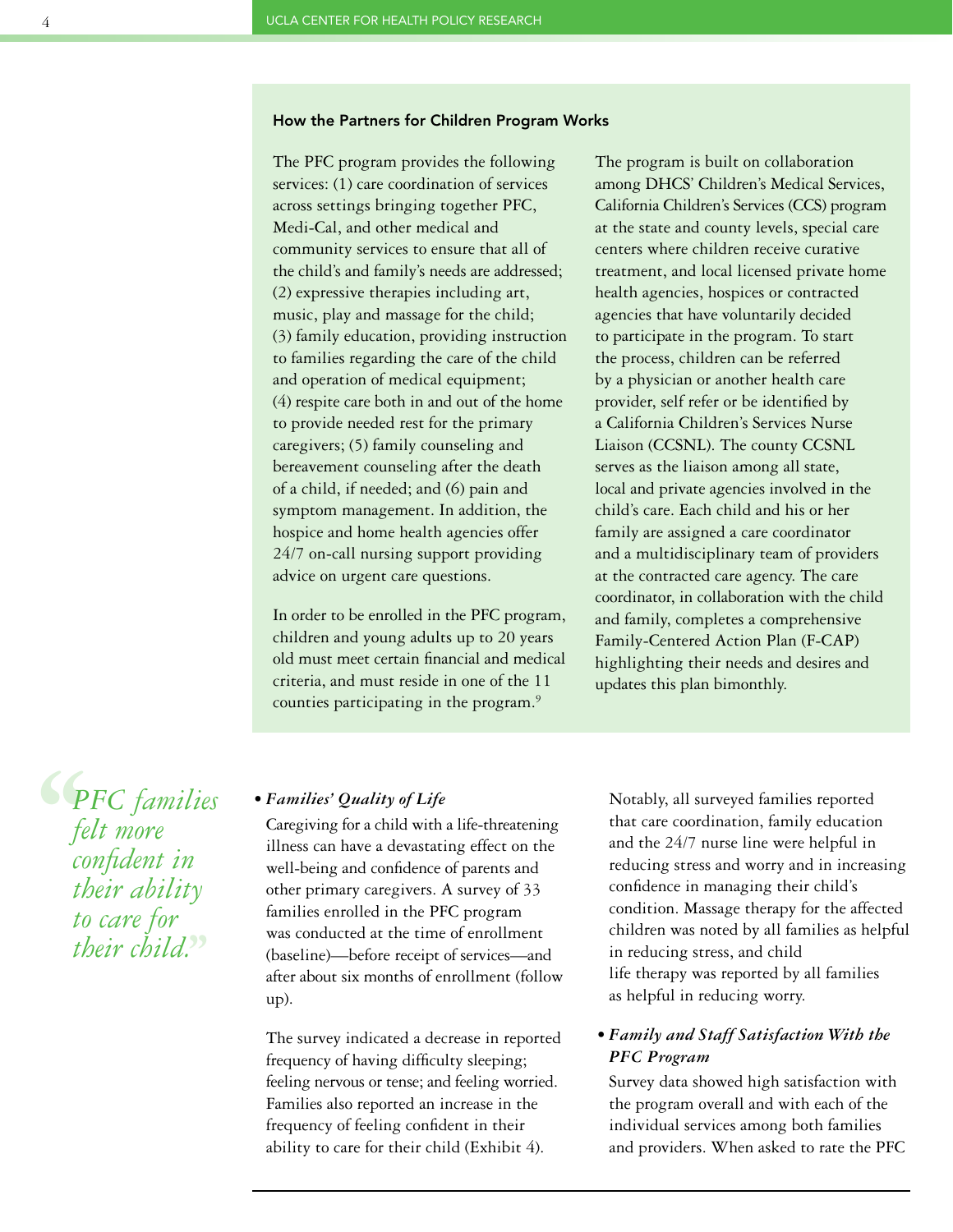### How the Partners for Children Program Works

The PFC program provides the following services: (1) care coordination of services across settings bringing together PFC, Medi-Cal, and other medical and community services to ensure that all of the child's and family's needs are addressed; (2) expressive therapies including art, music, play and massage for the child; (3) family education, providing instruction to families regarding the care of the child and operation of medical equipment; (4) respite care both in and out of the home to provide needed rest for the primary caregivers; (5) family counseling and bereavement counseling after the death of a child, if needed; and (6) pain and symptom management. In addition, the hospice and home health agencies offer 24/7 on-call nursing support providing advice on urgent care questions.

In order to be enrolled in the PFC program, children and young adults up to 20 years old must meet certain financial and medical criteria, and must reside in one of the 11 counties participating in the program.[9]

The program is built on collaboration among DHCS' Children's Medical Services, California Children's Services (CCS) program at the state and county levels, special care centers where children receive curative treatment, and local licensed private home health agencies, hospices or contracted agencies that have voluntarily decided to participate in the program. To start the process, children can be referred by a physician or another health care provider, self refer or be identified by a California Children's Services Nurse Liaison (CCSNL). The county CCSNL serves as the liaison among all state, local and private agencies involved in the child's care. Each child and his or her family are assigned a care coordinator and a multidisciplinary team of providers at the contracted care agency. The care coordinator, in collaboration with the child and family, completes a comprehensive Family-Centered Action Plan (F-CAP) highlighting their needs and desires and updates this plan bimonthly.

> *"PFC families felt more confident in their ability to care for their child."*

- ***Families' Quality of Life***

  Caregiving for a child with a life-threatening illness can have a devastating effect on the well-being and confidence of parents and other primary caregivers. A survey of 33 families enrolled in the PFC program was conducted at the time of enrollment (baseline)—before receipt of services—and after about six months of enrollment (follow up).

  The survey indicated a decrease in reported frequency of having difficulty sleeping; feeling nervous or tense; and feeling worried. Families also reported an increase in the frequency of feeling confident in their ability to care for their child (Exhibit 4).

  Notably, all surveyed families reported that care coordination, family education and the 24/7 nurse line were helpful in reducing stress and worry and in increasing confidence in managing their child's condition. Massage therapy for the affected children was noted by all families as helpful in reducing stress, and child life therapy was reported by all families as helpful in reducing worry.

- ***Family and Staff Satisfaction With the PFC Program***

  Survey data showed high satisfaction with the program overall and with each of the individual services among both families and providers. When asked to rate the PFC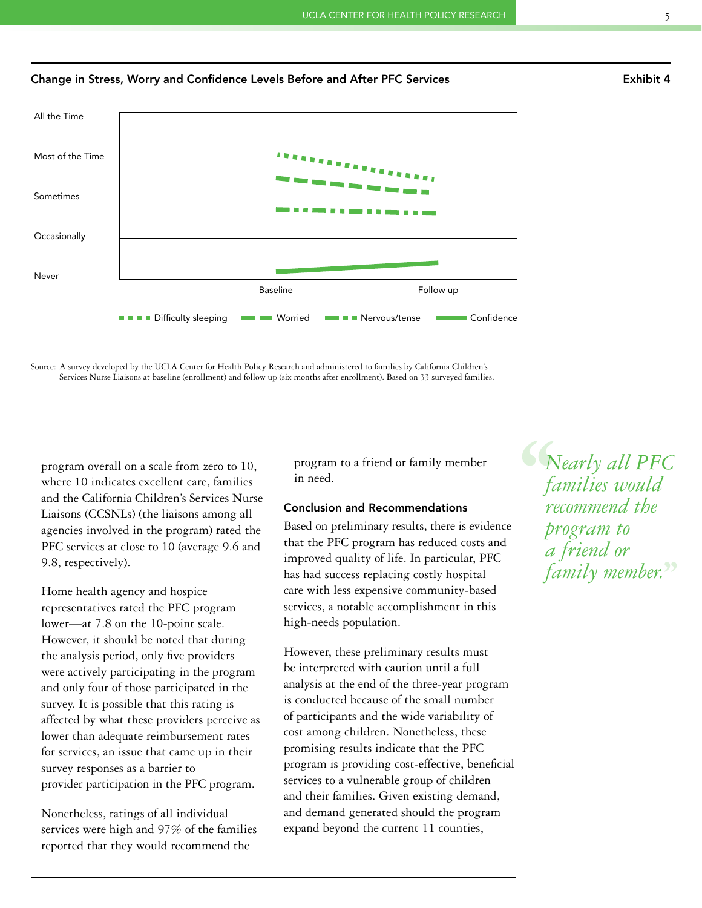**Change in Stress, Worry and Confidence Levels Before and After PFC Services** **Exhibit 4**

All the Time

Most of the Time

Sometimes

Occasionally

Never

Baseline Follow up

Difficulty sleeping · Worried · Nervous/tense · Confidence

Source: A survey developed by the UCLA Center for Health Policy Research and administered to families by California Children's Services Nurse Liaisons at baseline (enrollment) and follow up (six months after enrollment). Based on 33 surveyed families.

program overall on a scale from zero to 10, where 10 indicates excellent care, families and the California Children's Services Nurse Liaisons (CCSNLs) (the liaisons among all agencies involved in the program) rated the PFC services at close to 10 (average 9.6 and 9.8, respectively).

Home health agency and hospice representatives rated the PFC program lower—at 7.8 on the 10-point scale. However, it should be noted that during the analysis period, only five providers were actively participating in the program and only four of those participated in the survey. It is possible that this rating is affected by what these providers perceive as lower than adequate reimbursement rates for services, an issue that came up in their survey responses as a barrier to provider participation in the PFC program.

Nonetheless, ratings of all individual services were high and 97% of the families reported that they would recommend the program to a friend or family member in need.

### Conclusion and Recommendations

Based on preliminary results, there is evidence that the PFC program has reduced costs and improved quality of life. In particular, PFC has had success replacing costly hospital care with less expensive community-based services, a notable accomplishment in this high-needs population.

However, these preliminary results must be interpreted with caution until a full analysis at the end of the three-year program is conducted because of the small number of participants and the wide variability of cost among children. Nonetheless, these promising results indicate that the PFC program is providing cost-effective, beneficial services to a vulnerable group of children and their families. Given existing demand, and demand generated should the program expand beyond the current 11 counties,

> *"Nearly all PFC families would recommend the program to a friend or family member."*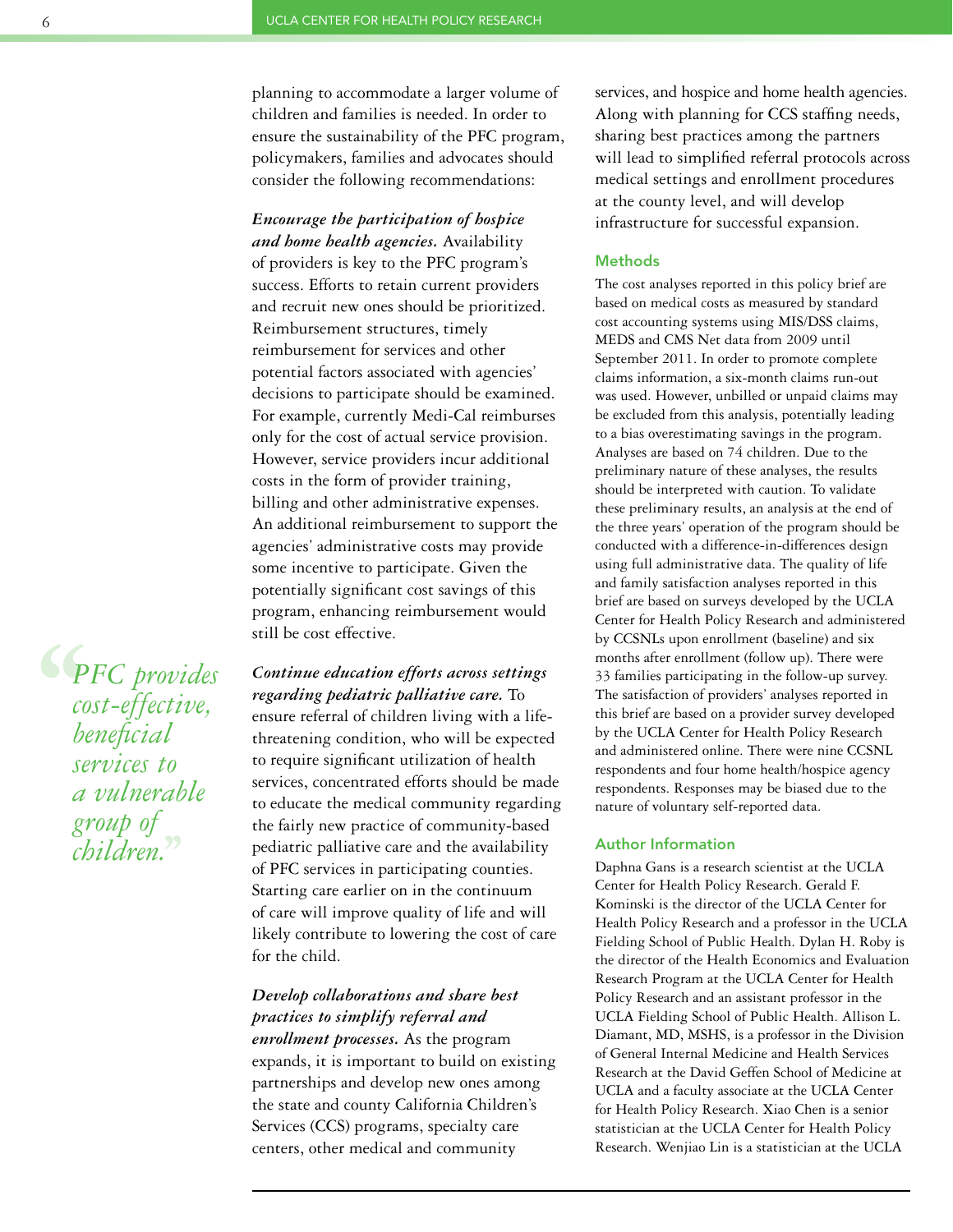planning to accommodate a larger volume of children and families is needed. In order to ensure the sustainability of the PFC program, policymakers, families and advocates should consider the following recommendations:

***Encourage the participation of hospice and home health agencies.*** Availability of providers is key to the PFC program's success. Efforts to retain current providers and recruit new ones should be prioritized. Reimbursement structures, timely reimbursement for services and other potential factors associated with agencies' decisions to participate should be examined. For example, currently Medi-Cal reimburses only for the cost of actual service provision. However, service providers incur additional costs in the form of provider training, billing and other administrative expenses. An additional reimbursement to support the agencies' administrative costs may provide some incentive to participate. Given the potentially significant cost savings of this program, enhancing reimbursement would still be cost effective.

> *"PFC provides cost-effective, beneficial services to a vulnerable group of children."*

***Continue education efforts across settings regarding pediatric palliative care.*** To ensure referral of children living with a life-threatening condition, who will be expected to require significant utilization of health services, concentrated efforts should be made to educate the medical community regarding the fairly new practice of community-based pediatric palliative care and the availability of PFC services in participating counties. Starting care earlier on in the continuum of care will improve quality of life and will likely contribute to lowering the cost of care for the child.

***Develop collaborations and share best practices to simplify referral and enrollment processes.*** As the program expands, it is important to build on existing partnerships and develop new ones among the state and county California Children's Services (CCS) programs, specialty care centers, other medical and community services, and hospice and home health agencies. Along with planning for CCS staffing needs, sharing best practices among the partners will lead to simplified referral protocols across medical settings and enrollment procedures at the county level, and will develop infrastructure for successful expansion.

## Methods

The cost analyses reported in this policy brief are based on medical costs as measured by standard cost accounting systems using MIS/DSS claims, MEDS and CMS Net data from 2009 until September 2011. In order to promote complete claims information, a six-month claims run-out was used. However, unbilled or unpaid claims may be excluded from this analysis, potentially leading to a bias overestimating savings in the program. Analyses are based on 74 children. Due to the preliminary nature of these analyses, the results should be interpreted with caution. To validate these preliminary results, an analysis at the end of the three years' operation of the program should be conducted with a difference-in-differences design using full administrative data. The quality of life and family satisfaction analyses reported in this brief are based on surveys developed by the UCLA Center for Health Policy Research and administered by CCSNLs upon enrollment (baseline) and six months after enrollment (follow up). There were 33 families participating in the follow-up survey. The satisfaction of providers' analyses reported in this brief are based on a provider survey developed by the UCLA Center for Health Policy Research and administered online. There were nine CCSNL respondents and four home health/hospice agency respondents. Responses may be biased due to the nature of voluntary self-reported data.

## Author Information

Daphna Gans is a research scientist at the UCLA Center for Health Policy Research. Gerald F. Kominski is the director of the UCLA Center for Health Policy Research and a professor in the UCLA Fielding School of Public Health. Dylan H. Roby is the director of the Health Economics and Evaluation Research Program at the UCLA Center for Health Policy Research and an assistant professor in the UCLA Fielding School of Public Health. Allison L. Diamant, MD, MSHS, is a professor in the Division of General Internal Medicine and Health Services Research at the David Geffen School of Medicine at UCLA and a faculty associate at the UCLA Center for Health Policy Research. Xiao Chen is a senior statistician at the UCLA Center for Health Policy Research. Wenjiao Lin is a statistician at the UCLA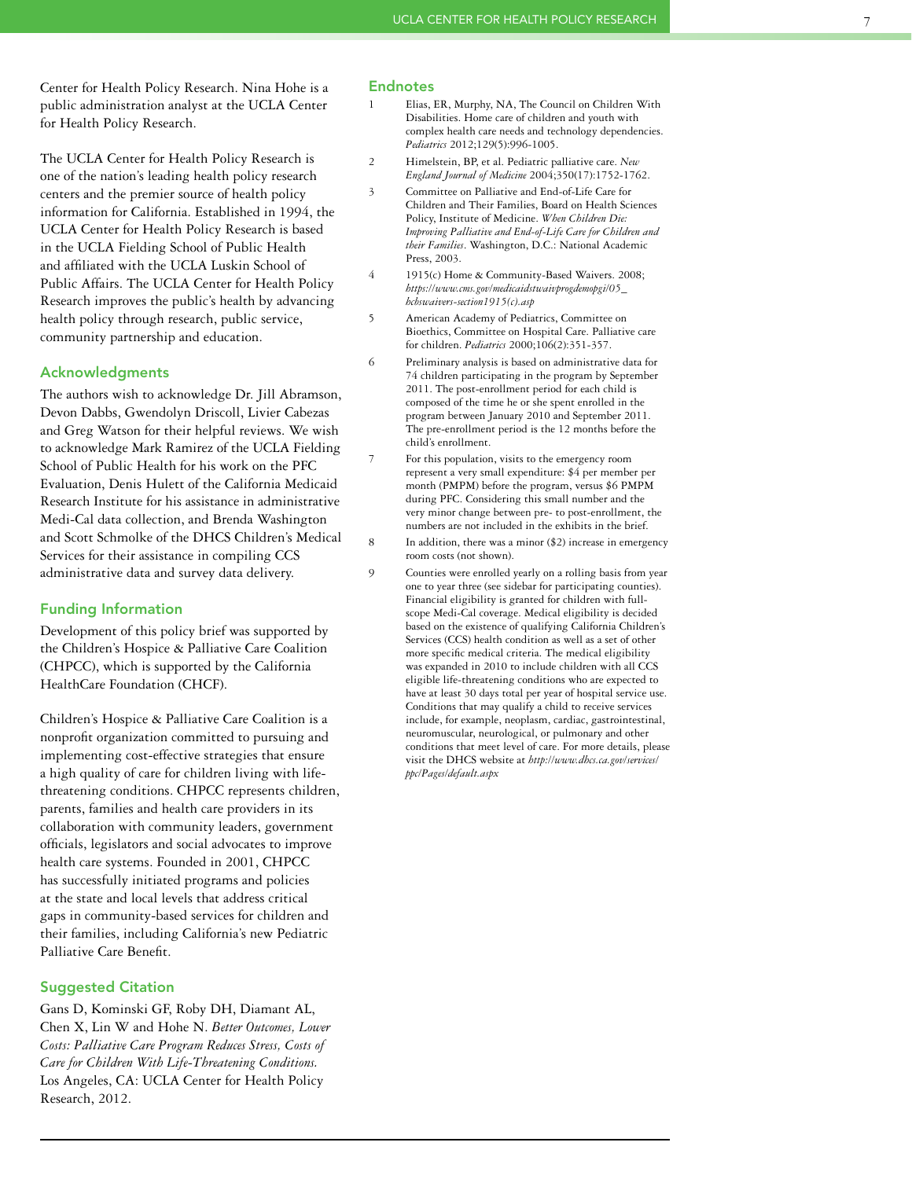Center for Health Policy Research. Nina Hohe is a public administration analyst at the UCLA Center for Health Policy Research.

The UCLA Center for Health Policy Research is one of the nation's leading health policy research centers and the premier source of health policy information for California. Established in 1994, the UCLA Center for Health Policy Research is based in the UCLA Fielding School of Public Health and affiliated with the UCLA Luskin School of Public Affairs. The UCLA Center for Health Policy Research improves the public's health by advancing health policy through research, public service, community partnership and education.

## Acknowledgments

The authors wish to acknowledge Dr. Jill Abramson, Devon Dabbs, Gwendolyn Driscoll, Livier Cabezas and Greg Watson for their helpful reviews. We wish to acknowledge Mark Ramirez of the UCLA Fielding School of Public Health for his work on the PFC Evaluation, Denis Hulett of the California Medicaid Research Institute for his assistance in administrative Medi-Cal data collection, and Brenda Washington and Scott Schmolke of the DHCS Children's Medical Services for their assistance in compiling CCS administrative data and survey data delivery.

## Funding Information

Development of this policy brief was supported by the Children's Hospice & Palliative Care Coalition (CHPCC), which is supported by the California HealthCare Foundation (CHCF).

Children's Hospice & Palliative Care Coalition is a nonprofit organization committed to pursuing and implementing cost-effective strategies that ensure a high quality of care for children living with life-threatening conditions. CHPCC represents children, parents, families and health care providers in its collaboration with community leaders, government officials, legislators and social advocates to improve health care systems. Founded in 2001, CHPCC has successfully initiated programs and policies at the state and local levels that address critical gaps in community-based services for children and their families, including California's new Pediatric Palliative Care Benefit.

## Suggested Citation

Gans D, Kominski GF, Roby DH, Diamant AL, Chen X, Lin W and Hohe N. *Better Outcomes, Lower Costs: Palliative Care Program Reduces Stress, Costs of Care for Children With Life-Threatening Conditions.* Los Angeles, CA: UCLA Center for Health Policy Research, 2012.

## Endnotes

1. Elias, ER, Murphy, NA, The Council on Children With Disabilities. Home care of children and youth with complex health care needs and technology dependencies. *Pediatrics* 2012;129(5):996-1005.
2. Himelstein, BP, et al. Pediatric palliative care. *New England Journal of Medicine* 2004;350(17):1752-1762.
3. Committee on Palliative and End-of-Life Care for Children and Their Families, Board on Health Sciences Policy, Institute of Medicine. *When Children Die: Improving Palliative and End-of-Life Care for Children and their Families*. Washington, D.C.: National Academic Press, 2003.
4. 1915(c) Home & Community-Based Waivers. 2008; *https://www.cms.gov/medicaidstwaivprogdemopgi/05_hcbswaivers-section1915(c).asp*
5. American Academy of Pediatrics, Committee on Bioethics, Committee on Hospital Care. Palliative care for children. *Pediatrics* 2000;106(2):351-357.
6. Preliminary analysis is based on administrative data for 74 children participating in the program by September 2011. The post-enrollment period for each child is composed of the time he or she spent enrolled in the program between January 2010 and September 2011. The pre-enrollment period is the 12 months before the child's enrollment.
7. For this population, visits to the emergency room represent a very small expenditure: $4 per member per month (PMPM) before the program, versus $6 PMPM during PFC. Considering this small number and the very minor change between pre- to post-enrollment, the numbers are not included in the exhibits in the brief.
8. In addition, there was a minor ($2) increase in emergency room costs (not shown).
9. Counties were enrolled yearly on a rolling basis from year one to year three (see sidebar for participating counties). Financial eligibility is granted for children with full-scope Medi-Cal coverage. Medical eligibility is decided based on the existence of qualifying California Children's Services (CCS) health condition as well as a set of other more specific medical criteria. The medical eligibility was expanded in 2010 to include children with all CCS eligible life-threatening conditions who are expected to have at least 30 days total per year of hospital service use. Conditions that may qualify a child to receive services include, for example, neoplasm, cardiac, gastrointestinal, neuromuscular, neurological, or pulmonary and other conditions that meet level of care. For more details, please visit the DHCS website at *http://www.dhcs.ca.gov/services/ppc/Pages/default.aspx*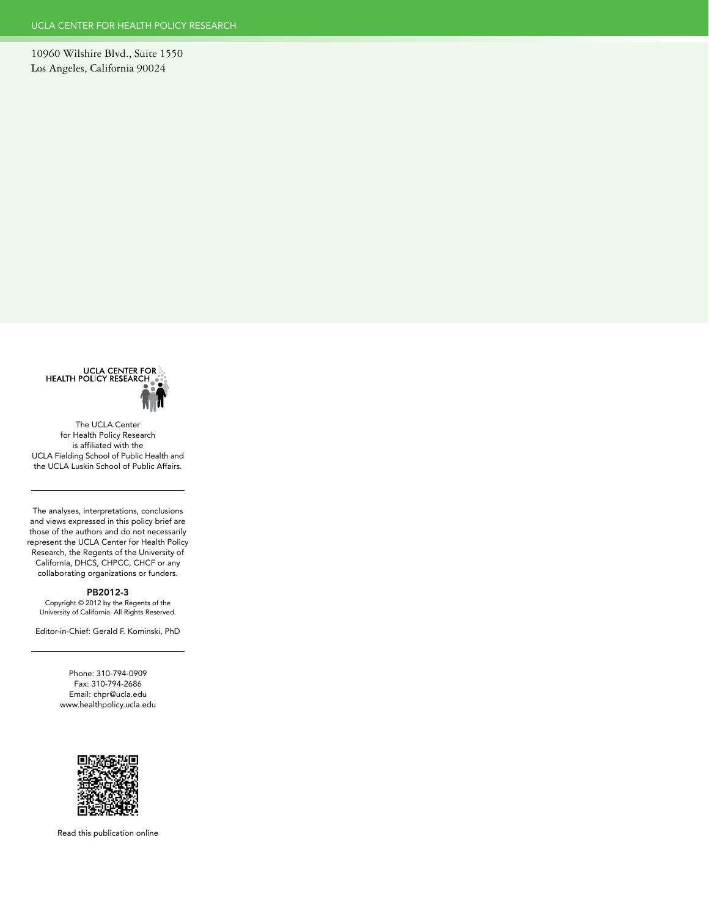UCLA CENTER FOR HEALTH POLICY RESEARCH

10960 Wilshire Blvd., Suite 1550
Los Angeles, California 90024

UCLA CENTER FOR HEALTH POLICY RESEARCH

The UCLA Center for Health Policy Research is affiliated with the UCLA Fielding School of Public Health and the UCLA Luskin School of Public Affairs.

---

The analyses, interpretations, conclusions and views expressed in this policy brief are those of the authors and do not necessarily represent the UCLA Center for Health Policy Research, the Regents of the University of California, DHCS, CHPCC, CHCF or any collaborating organizations or funders.

**PB2012-3**
Copyright © 2012 by the Regents of the University of California. All Rights Reserved.

Editor-in-Chief: Gerald F. Kominski, PhD

---

Phone: 310-794-0909
Fax: 310-794-2686
Email: chpr@ucla.edu
www.healthpolicy.ucla.edu

Read this publication online